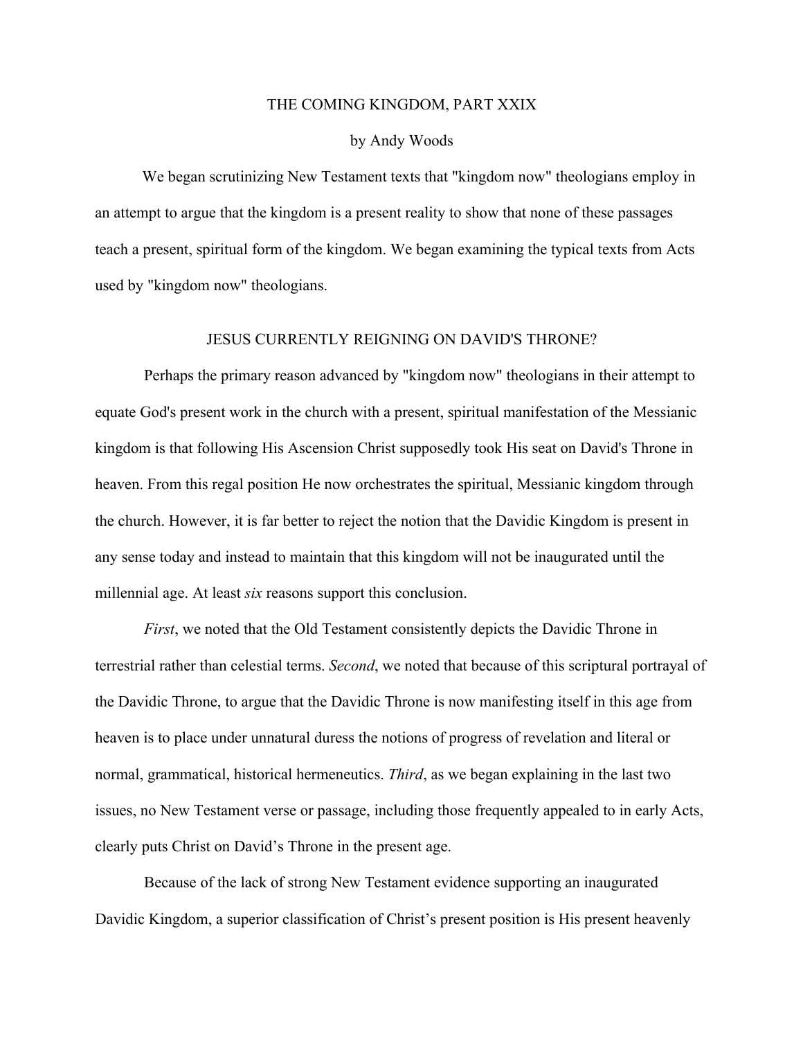# THE COMING KINGDOM, PART XXIX

by Andy Woods

We began scrutinizing New Testament texts that "kingdom now" theologians employ in an attempt to argue that the kingdom is a present reality to show that none of these passages teach a present, spiritual form of the kingdom. We began examining the typical texts from Acts used by "kingdom now" theologians.

## JESUS CURRENTLY REIGNING ON DAVID'S THRONE?

Perhaps the primary reason advanced by "kingdom now" theologians in their attempt to equate God's present work in the church with a present, spiritual manifestation of the Messianic kingdom is that following His Ascension Christ supposedly took His seat on David's Throne in heaven. From this regal position He now orchestrates the spiritual, Messianic kingdom through the church. However, it is far better to reject the notion that the Davidic Kingdom is present in any sense today and instead to maintain that this kingdom will not be inaugurated until the millennial age. At least *six* reasons support this conclusion.

*First*, we noted that the Old Testament consistently depicts the Davidic Throne in terrestrial rather than celestial terms. *Second*, we noted that because of this scriptural portrayal of the Davidic Throne, to argue that the Davidic Throne is now manifesting itself in this age from heaven is to place under unnatural duress the notions of progress of revelation and literal or normal, grammatical, historical hermeneutics. *Third*, as we began explaining in the last two issues, no New Testament verse or passage, including those frequently appealed to in early Acts, clearly puts Christ on David's Throne in the present age.

Because of the lack of strong New Testament evidence supporting an inaugurated Davidic Kingdom, a superior classification of Christ's present position is His present heavenly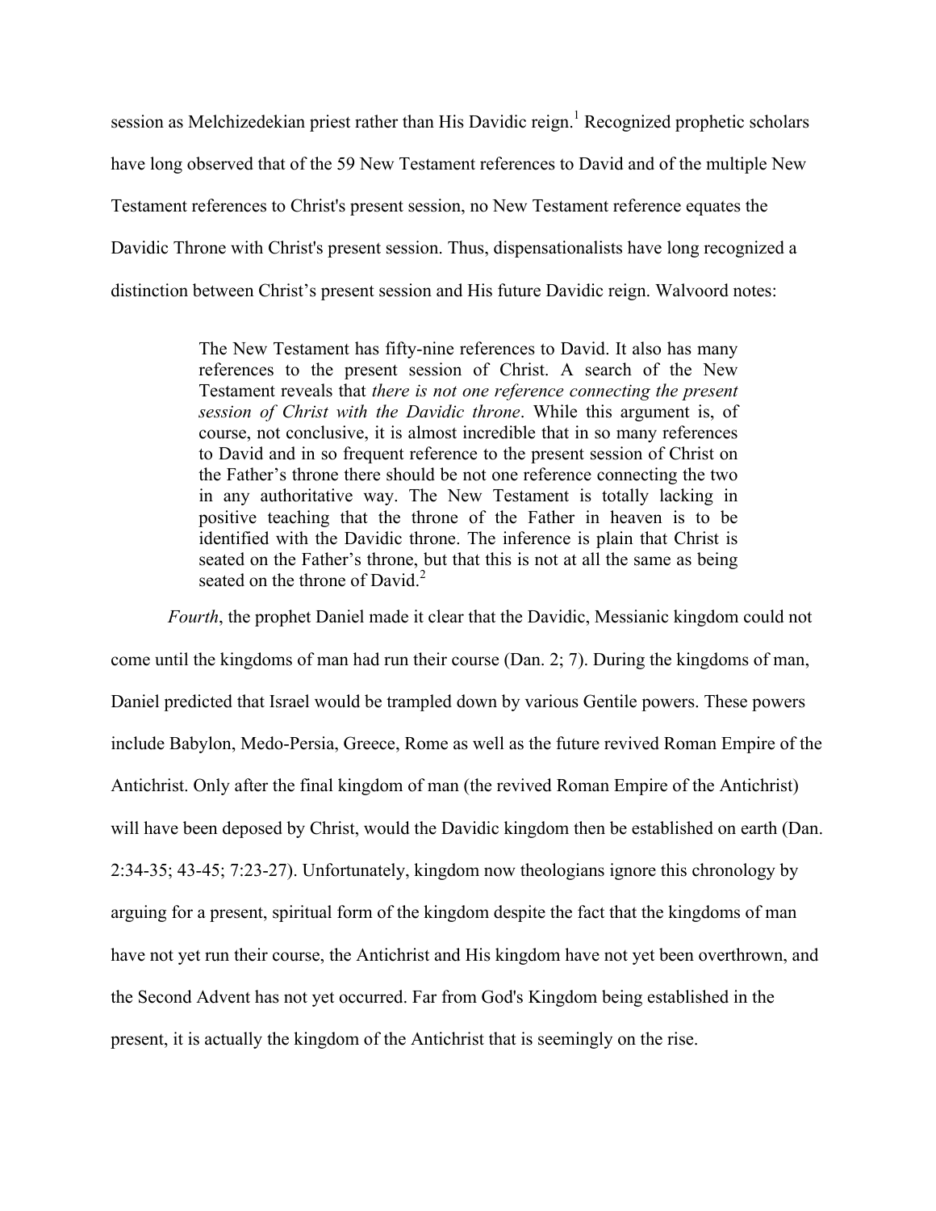session as Melchizedekian priest rather than His Davidic reign.[1] Recognized prophetic scholars have long observed that of the 59 New Testament references to David and of the multiple New Testament references to Christ's present session, no New Testament reference equates the Davidic Throne with Christ's present session. Thus, dispensationalists have long recognized a distinction between Christ's present session and His future Davidic reign. Walvoord notes:

> The New Testament has fifty-nine references to David. It also has many references to the present session of Christ. A search of the New Testament reveals that *there is not one reference connecting the present session of Christ with the Davidic throne*. While this argument is, of course, not conclusive, it is almost incredible that in so many references to David and in so frequent reference to the present session of Christ on the Father's throne there should be not one reference connecting the two in any authoritative way. The New Testament is totally lacking in positive teaching that the throne of the Father in heaven is to be identified with the Davidic throne. The inference is plain that Christ is seated on the Father's throne, but that this is not at all the same as being seated on the throne of David.[2]

*Fourth*, the prophet Daniel made it clear that the Davidic, Messianic kingdom could not come until the kingdoms of man had run their course (Dan. 2; 7). During the kingdoms of man, Daniel predicted that Israel would be trampled down by various Gentile powers. These powers include Babylon, Medo-Persia, Greece, Rome as well as the future revived Roman Empire of the Antichrist. Only after the final kingdom of man (the revived Roman Empire of the Antichrist) will have been deposed by Christ, would the Davidic kingdom then be established on earth (Dan. 2:34-35; 43-45; 7:23-27). Unfortunately, kingdom now theologians ignore this chronology by arguing for a present, spiritual form of the kingdom despite the fact that the kingdoms of man have not yet run their course, the Antichrist and His kingdom have not yet been overthrown, and the Second Advent has not yet occurred. Far from God's Kingdom being established in the present, it is actually the kingdom of the Antichrist that is seemingly on the rise.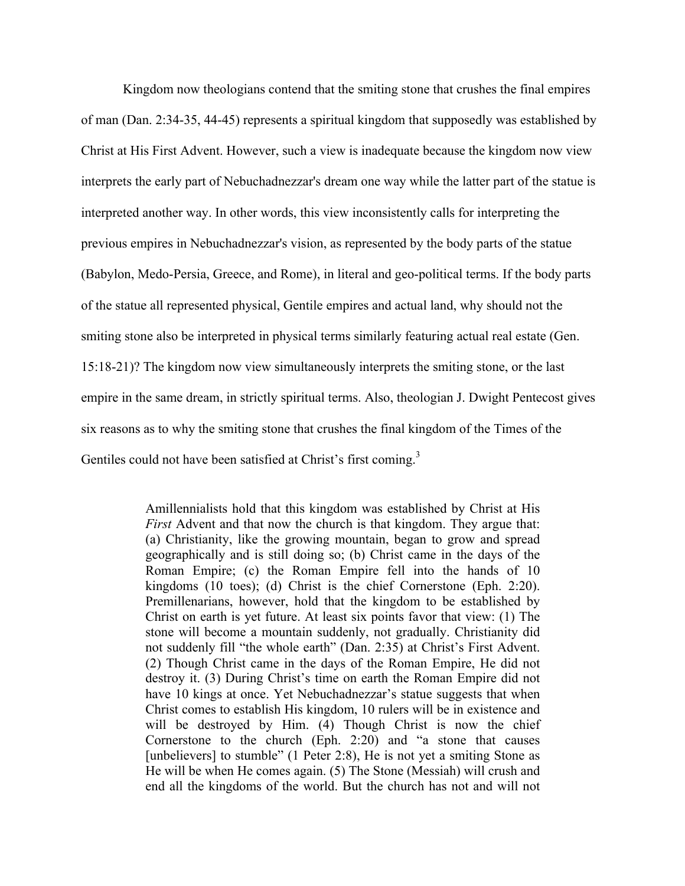Kingdom now theologians contend that the smiting stone that crushes the final empires of man (Dan. 2:34-35, 44-45) represents a spiritual kingdom that supposedly was established by Christ at His First Advent. However, such a view is inadequate because the kingdom now view interprets the early part of Nebuchadnezzar's dream one way while the latter part of the statue is interpreted another way. In other words, this view inconsistently calls for interpreting the previous empires in Nebuchadnezzar's vision, as represented by the body parts of the statue (Babylon, Medo-Persia, Greece, and Rome), in literal and geo-political terms. If the body parts of the statue all represented physical, Gentile empires and actual land, why should not the smiting stone also be interpreted in physical terms similarly featuring actual real estate (Gen. 15:18-21)? The kingdom now view simultaneously interprets the smiting stone, or the last empire in the same dream, in strictly spiritual terms. Also, theologian J. Dwight Pentecost gives six reasons as to why the smiting stone that crushes the final kingdom of the Times of the Gentiles could not have been satisfied at Christ's first coming.[3]

> Amillennialists hold that this kingdom was established by Christ at His *First* Advent and that now the church is that kingdom. They argue that: (a) Christianity, like the growing mountain, began to grow and spread geographically and is still doing so; (b) Christ came in the days of the Roman Empire; (c) the Roman Empire fell into the hands of 10 kingdoms (10 toes); (d) Christ is the chief Cornerstone (Eph. 2:20). Premillenarians, however, hold that the kingdom to be established by Christ on earth is yet future. At least six points favor that view: (1) The stone will become a mountain suddenly, not gradually. Christianity did not suddenly fill "the whole earth" (Dan. 2:35) at Christ's First Advent. (2) Though Christ came in the days of the Roman Empire, He did not destroy it. (3) During Christ's time on earth the Roman Empire did not have 10 kings at once. Yet Nebuchadnezzar's statue suggests that when Christ comes to establish His kingdom, 10 rulers will be in existence and will be destroyed by Him. (4) Though Christ is now the chief Cornerstone to the church (Eph. 2:20) and "a stone that causes [unbelievers] to stumble" (1 Peter 2:8), He is not yet a smiting Stone as He will be when He comes again. (5) The Stone (Messiah) will crush and end all the kingdoms of the world. But the church has not and will not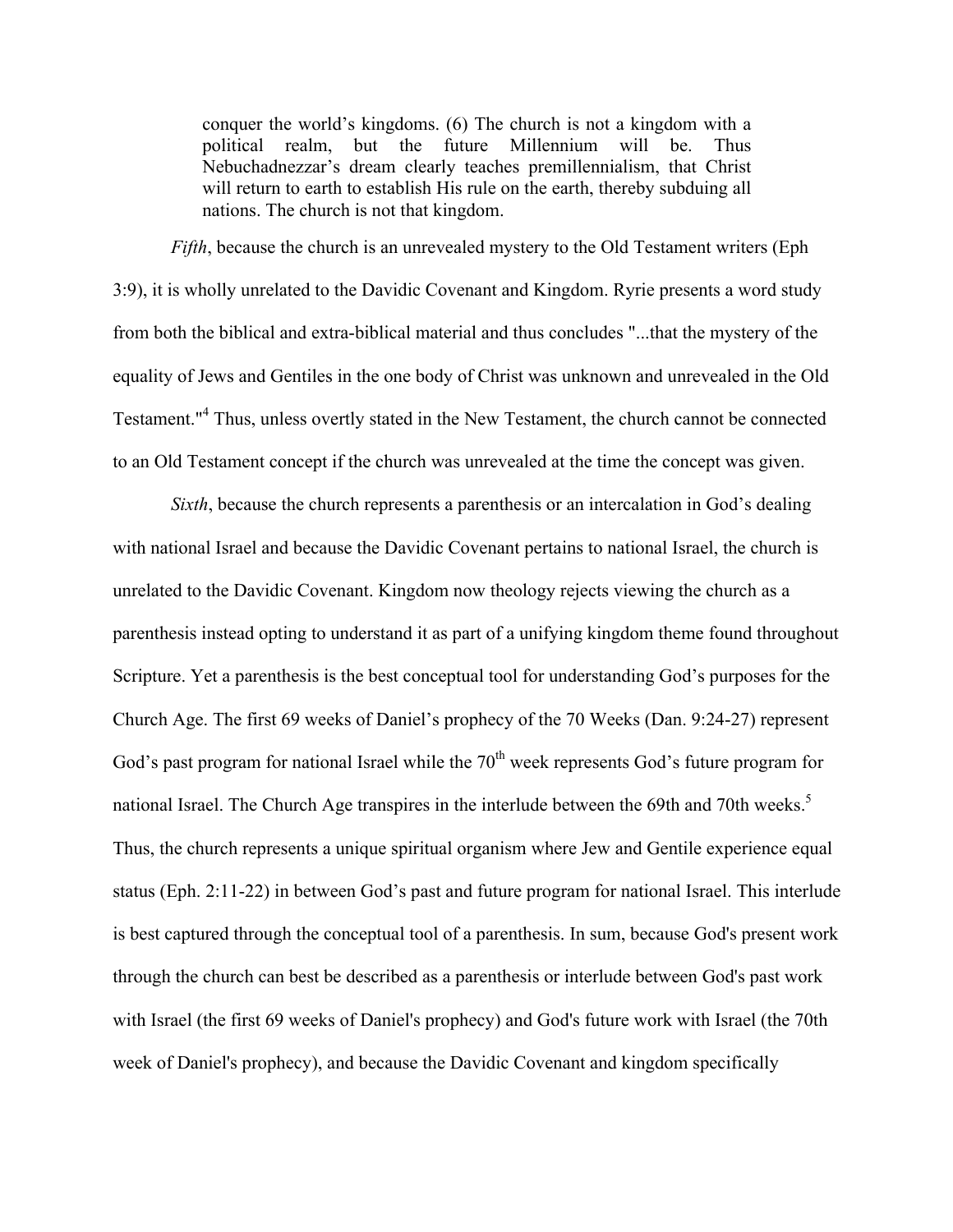> conquer the world's kingdoms. (6) The church is not a kingdom with a political realm, but the future Millennium will be. Thus Nebuchadnezzar's dream clearly teaches premillennialism, that Christ will return to earth to establish His rule on the earth, thereby subduing all nations. The church is not that kingdom.

*Fifth*, because the church is an unrevealed mystery to the Old Testament writers (Eph 3:9), it is wholly unrelated to the Davidic Covenant and Kingdom. Ryrie presents a word study from both the biblical and extra-biblical material and thus concludes "...that the mystery of the equality of Jews and Gentiles in the one body of Christ was unknown and unrevealed in the Old Testament."[4] Thus, unless overtly stated in the New Testament, the church cannot be connected to an Old Testament concept if the church was unrevealed at the time the concept was given.

*Sixth*, because the church represents a parenthesis or an intercalation in God's dealing with national Israel and because the Davidic Covenant pertains to national Israel, the church is unrelated to the Davidic Covenant. Kingdom now theology rejects viewing the church as a parenthesis instead opting to understand it as part of a unifying kingdom theme found throughout Scripture. Yet a parenthesis is the best conceptual tool for understanding God's purposes for the Church Age. The first 69 weeks of Daniel's prophecy of the 70 Weeks (Dan. 9:24-27) represent God's past program for national Israel while the 70th week represents God's future program for national Israel. The Church Age transpires in the interlude between the 69th and 70th weeks.[5] Thus, the church represents a unique spiritual organism where Jew and Gentile experience equal status (Eph. 2:11-22) in between God's past and future program for national Israel. This interlude is best captured through the conceptual tool of a parenthesis. In sum, because God's present work through the church can best be described as a parenthesis or interlude between God's past work with Israel (the first 69 weeks of Daniel's prophecy) and God's future work with Israel (the 70th week of Daniel's prophecy), and because the Davidic Covenant and kingdom specifically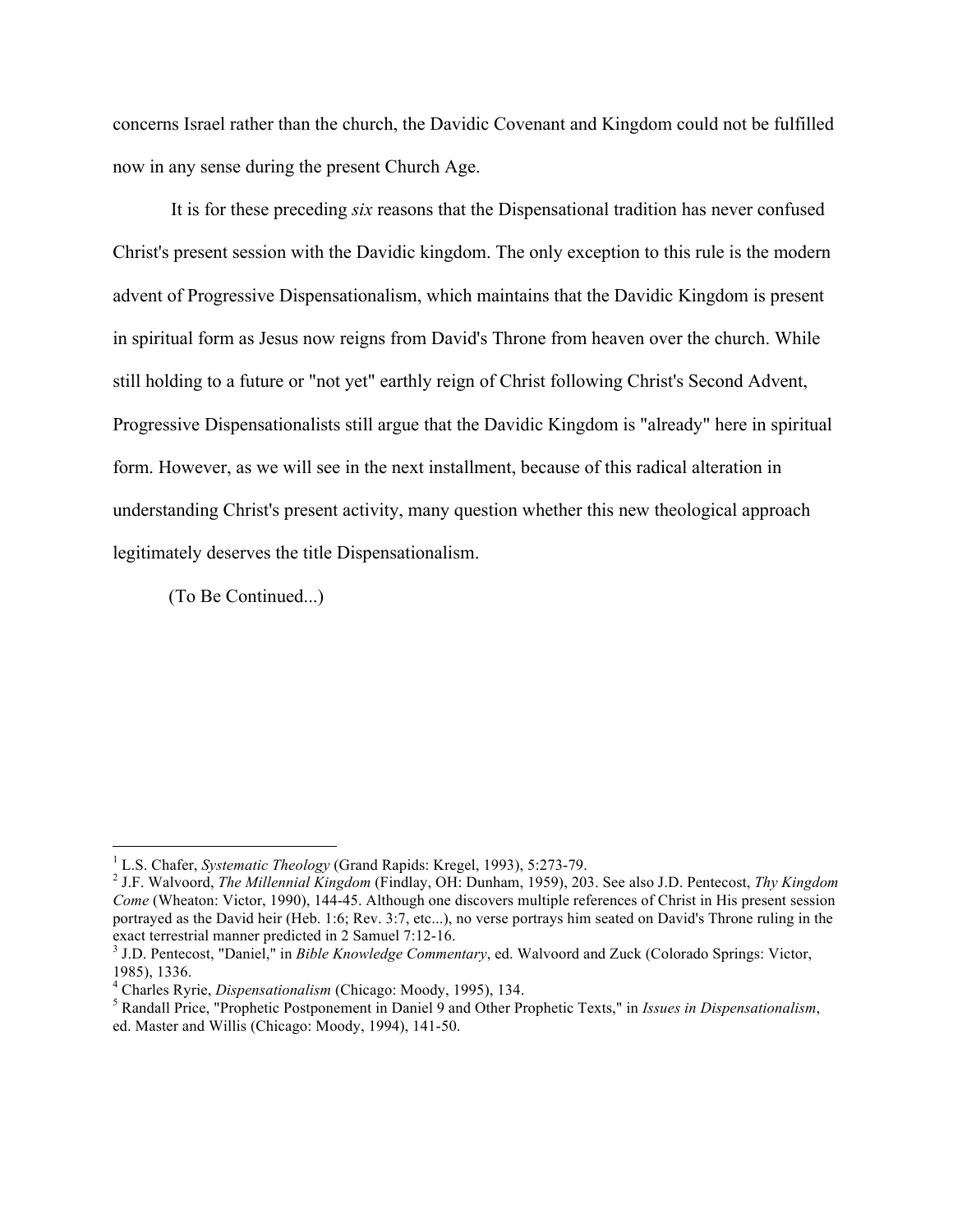concerns Israel rather than the church, the Davidic Covenant and Kingdom could not be fulfilled now in any sense during the present Church Age.

It is for these preceding *six* reasons that the Dispensational tradition has never confused Christ's present session with the Davidic kingdom. The only exception to this rule is the modern advent of Progressive Dispensationalism, which maintains that the Davidic Kingdom is present in spiritual form as Jesus now reigns from David's Throne from heaven over the church. While still holding to a future or "not yet" earthly reign of Christ following Christ's Second Advent, Progressive Dispensationalists still argue that the Davidic Kingdom is "already" here in spiritual form. However, as we will see in the next installment, because of this radical alteration in understanding Christ's present activity, many question whether this new theological approach legitimately deserves the title Dispensationalism.

(To Be Continued...)

---

[1] L.S. Chafer, *Systematic Theology* (Grand Rapids: Kregel, 1993), 5:273-79.

[2] J.F. Walvoord, *The Millennial Kingdom* (Findlay, OH: Dunham, 1959), 203. See also J.D. Pentecost, *Thy Kingdom Come* (Wheaton: Victor, 1990), 144-45. Although one discovers multiple references of Christ in His present session portrayed as the David heir (Heb. 1:6; Rev. 3:7, etc...), no verse portrays him seated on David's Throne ruling in the exact terrestrial manner predicted in 2 Samuel 7:12-16.

[3] J.D. Pentecost, "Daniel," in *Bible Knowledge Commentary*, ed. Walvoord and Zuck (Colorado Springs: Victor, 1985), 1336.

[4] Charles Ryrie, *Dispensationalism* (Chicago: Moody, 1995), 134.

[5] Randall Price, "Prophetic Postponement in Daniel 9 and Other Prophetic Texts," in *Issues in Dispensationalism*, ed. Master and Willis (Chicago: Moody, 1994), 141-50.